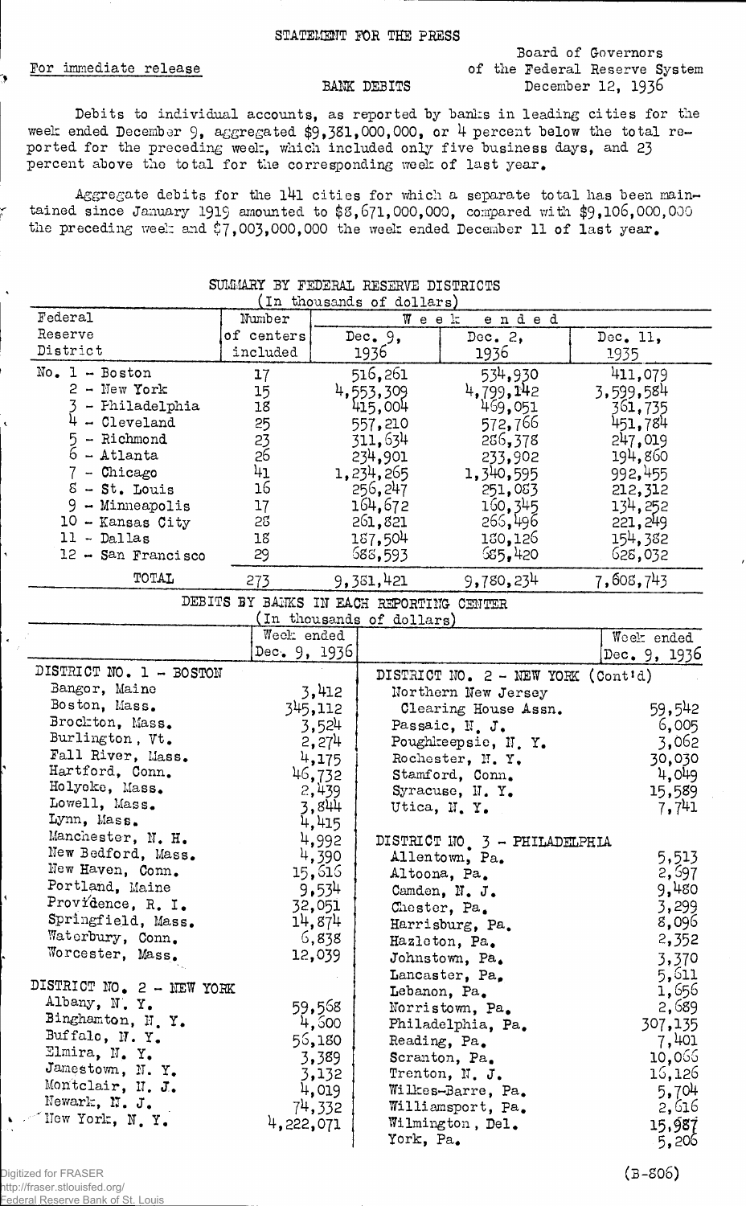STATEMENT FOR THE PRESS

For immediate release

Board of Governors
of the Federal Reserve System
December 12, 1936

BANK DEBITS

Debits to individual accounts, as reported by banks in leading cities for the week ended December 9, aggregated $9,381,000,000, or 4 percent below the total reported for the preceding week, which included only five business days, and 23 percent above the total for the corresponding week of last year.

Aggregate debits for the 141 cities for which a separate total has been maintained since January 1919 amounted to $8,671,000,000, compared with $9,106,000,000 the preceding week and $7,003,000,000 the week ended December 11 of last year.

SUMMARY BY FEDERAL RESERVE DISTRICTS
(In thousands of dollars)

| Federal Reserve District | Number of centers included | Week ended Dec. 9, 1936 | Week ended Dec. 2, 1936 | Week ended Dec. 11, 1935 |
|---|---|---|---|---|
| No. 1 - Boston | 17 | 516,261 | 534,930 | 411,079 |
| 2 - New York | 15 | 4,553,309 | 4,799,142 | 3,599,584 |
| 3 - Philadelphia | 18 | 415,004 | 469,051 | 361,735 |
| 4 - Cleveland | 25 | 557,210 | 572,766 | 451,784 |
| 5 - Richmond | 23 | 311,634 | 286,378 | 247,019 |
| 6 - Atlanta | 26 | 234,901 | 233,902 | 194,860 |
| 7 - Chicago | 41 | 1,234,265 | 1,340,595 | 992,455 |
| 8 - St. Louis | 16 | 256,247 | 251,083 | 212,312 |
| 9 - Minneapolis | 17 | 164,672 | 160,345 | 134,252 |
| 10 - Kansas City | 28 | 261,821 | 266,496 | 221,249 |
| 11 - Dallas | 18 | 187,504 | 180,126 | 154,382 |
| 12 - San Francisco | 29 | 688,593 | 685,420 | 628,032 |
| TOTAL | 273 | 9,381,421 | 9,780,234 | 7,608,743 |

DEBITS BY BANKS IN EACH REPORTING CENTER
(In thousands of dollars)

| | Week ended Dec. 9, 1936 |
|---|---|
| **DISTRICT NO. 1 - BOSTON** | |
| Bangor, Maine | 3,412 |
| Boston, Mass. | 345,112 |
| Brockton, Mass. | 3,524 |
| Burlington, Vt. | 2,274 |
| Fall River, Mass. | 4,175 |
| Hartford, Conn. | 46,732 |
| Holyoke, Mass. | 2,439 |
| Lowell, Mass. | 3,844 |
| Lynn, Mass. | 4,415 |
| Manchester, N. H. | 4,992 |
| New Bedford, Mass. | 4,390 |
| New Haven, Conn. | 15,616 |
| Portland, Maine | 9,534 |
| Providence, R. I. | 32,051 |
| Springfield, Mass. | 14,874 |
| Waterbury, Conn. | 6,838 |
| Worcester, Mass. | 12,039 |
| **DISTRICT NO. 2 - NEW YORK** | |
| Albany, N. Y. | 59,568 |
| Binghamton, N. Y. | 4,600 |
| Buffalo, N. Y. | 56,180 |
| Elmira, N. Y. | 3,389 |
| Jamestown, N. Y. | 3,132 |
| Montclair, N. J. | 4,019 |
| Newark, N. J. | 74,332 |
| New York, N. Y. | 4,222,071 |
| **DISTRICT NO. 2 - NEW YORK (Cont'd)** | |
| Northern New Jersey Clearing House Assn. | 59,542 |
| Passaic, N. J. | 6,005 |
| Poughkeepsie, N. Y. | 3,062 |
| Rochester, N. Y. | 30,030 |
| Stamford, Conn. | 4,049 |
| Syracuse, N. Y. | 15,589 |
| Utica, N. Y. | 7,741 |
| **DISTRICT NO. 3 - PHILADELPHIA** | |
| Allentown, Pa. | 5,513 |
| Altoona, Pa. | 2,697 |
| Camden, N. J. | 9,480 |
| Chester, Pa. | 3,299 |
| Harrisburg, Pa. | 8,096 |
| Hazleton, Pa. | 2,352 |
| Johnstown, Pa. | 3,370 |
| Lancaster, Pa. | 5,611 |
| Lebanon, Pa. | 1,656 |
| Norristown, Pa. | 2,689 |
| Philadelphia, Pa. | 307,135 |
| Reading, Pa. | 7,401 |
| Scranton, Pa. | 10,066 |
| Trenton, N. J. | 16,126 |
| Wilkes-Barre, Pa. | 5,704 |
| Williamsport, Pa. | 2,616 |
| Wilmington, Del. | 15,987 |
| York, Pa. | 5,206 |

(B-806)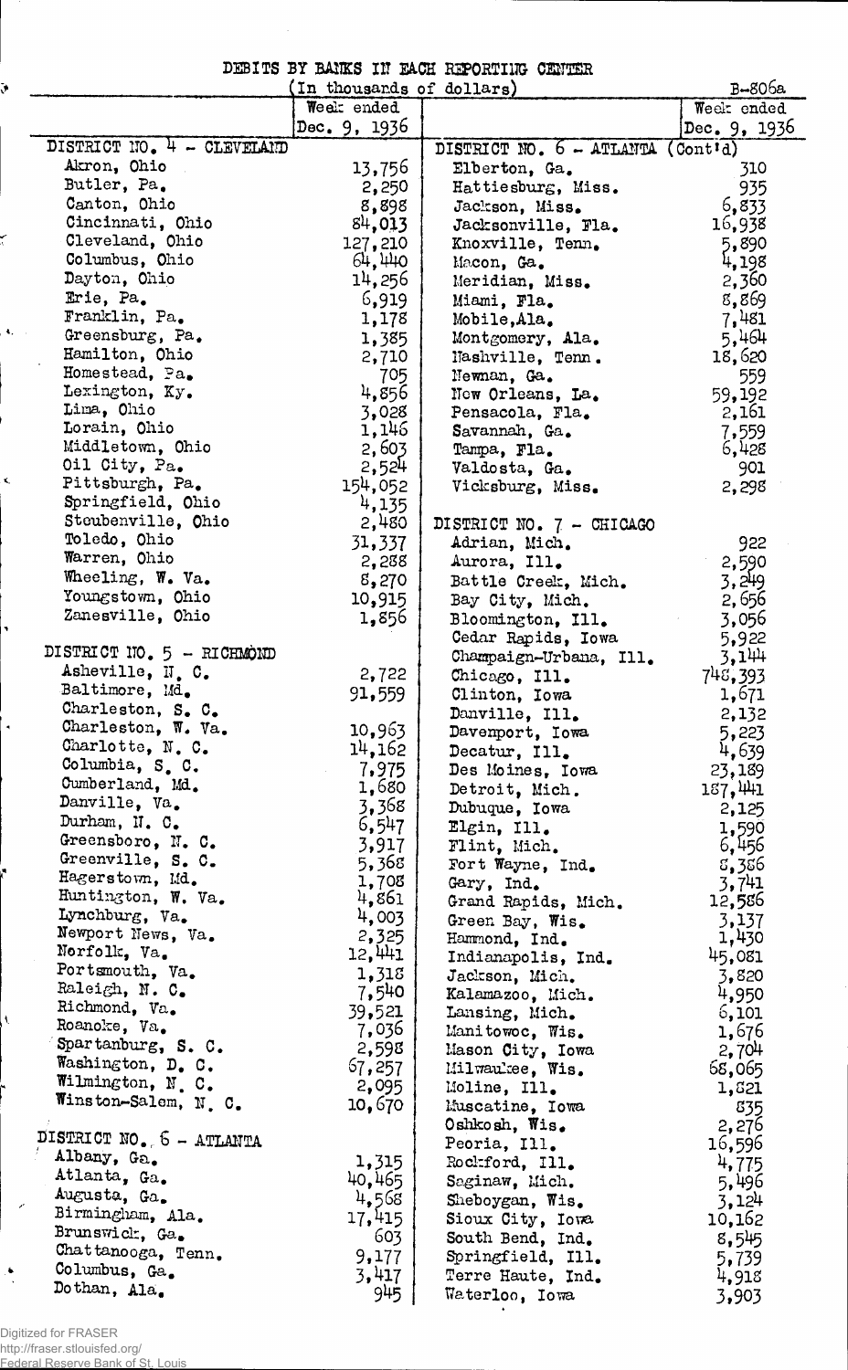# DEBITS BY BANKS IN EACH REPORTING CENTER

(In thousands of dollars) B-806a

| | Week ended Dec. 9, 1936 |
|---|---|
| **DISTRICT NO. 4 - CLEVELAND** | |
| Akron, Ohio | 13,756 |
| Butler, Pa. | 2,250 |
| Canton, Ohio | 8,898 |
| Cincinnati, Ohio | 84,013 |
| Cleveland, Ohio | 127,210 |
| Columbus, Ohio | 64,440 |
| Dayton, Ohio | 14,256 |
| Erie, Pa. | 6,919 |
| Franklin, Pa. | 1,178 |
| Greensburg, Pa. | 1,385 |
| Hamilton, Ohio | 2,710 |
| Homestead, Pa. | 705 |
| Lexington, Ky. | 4,856 |
| Lima, Ohio | 3,028 |
| Lorain, Ohio | 1,146 |
| Middletown, Ohio | 2,603 |
| Oil City, Pa. | 2,524 |
| Pittsburgh, Pa. | 154,052 |
| Springfield, Ohio | 4,135 |
| Steubenville, Ohio | 2,480 |
| Toledo, Ohio | 31,337 |
| Warren, Ohio | 2,288 |
| Wheeling, W. Va. | 8,270 |
| Youngstown, Ohio | 10,915 |
| Zanesville, Ohio | 1,856 |
| **DISTRICT NO. 5 - RICHMOND** | |
| Asheville, N. C. | 2,722 |
| Baltimore, Md. | 91,559 |
| Charleston, S. C. | |
| Charleston, W. Va. | 10,963 |
| Charlotte, N. C. | 14,162 |
| Columbia, S. C. | 7,975 |
| Cumberland, Md. | 1,680 |
| Danville, Va. | 3,368 |
| Durham, N. C. | 6,547 |
| Greensboro, N. C. | 3,917 |
| Greenville, S. C. | 5,368 |
| Hagerstown, Md. | 1,708 |
| Huntington, W. Va. | 4,861 |
| Lynchburg, Va. | 4,003 |
| Newport News, Va. | 2,325 |
| Norfolk, Va. | 12,441 |
| Portsmouth, Va. | 1,318 |
| Raleigh, N. C. | 7,540 |
| Richmond, Va. | 39,521 |
| Roanoke, Va. | 7,036 |
| Spartanburg, S. C. | 2,598 |
| Washington, D. C. | 67,257 |
| Wilmington, N. C. | 2,095 |
| Winston-Salem, N. C. | 10,670 |
| **DISTRICT NO. 6 - ATLANTA** | |
| Albany, Ga. | 1,315 |
| Atlanta, Ga. | 40,465 |
| Augusta, Ga. | 4,568 |
| Birmingham, Ala. | 17,415 |
| Brunswick, Ga. | 603 |
| Chattanooga, Tenn. | 9,177 |
| Columbus, Ga. | 3,417 |
| Dothan, Ala. | 945 |
| **DISTRICT NO. 6 - ATLANTA (Cont'd)** | |
| Elberton, Ga. | 310 |
| Hattiesburg, Miss. | 935 |
| Jackson, Miss. | 6,833 |
| Jacksonville, Fla. | 16,938 |
| Knoxville, Tenn. | 5,890 |
| Macon, Ga. | 4,198 |
| Meridian, Miss. | 2,360 |
| Miami, Fla. | 8,869 |
| Mobile, Ala. | 7,481 |
| Montgomery, Ala. | 5,464 |
| Nashville, Tenn. | 18,620 |
| Newnan, Ga. | 559 |
| New Orleans, La. | 59,192 |
| Pensacola, Fla. | 2,161 |
| Savannah, Ga. | 7,559 |
| Tampa, Fla. | 6,428 |
| Valdosta, Ga. | 901 |
| Vicksburg, Miss. | 2,298 |
| **DISTRICT NO. 7 - CHICAGO** | |
| Adrian, Mich. | 922 |
| Aurora, Ill. | 2,590 |
| Battle Creek, Mich. | 3,249 |
| Bay City, Mich. | 2,656 |
| Bloomington, Ill. | 3,056 |
| Cedar Rapids, Iowa | 5,922 |
| Champaign-Urbana, Ill. | 3,144 |
| Chicago, Ill. | 748,393 |
| Clinton, Iowa | 1,671 |
| Danville, Ill. | 2,132 |
| Davenport, Iowa | 5,223 |
| Decatur, Ill. | 4,639 |
| Des Moines, Iowa | 23,189 |
| Detroit, Mich. | 187,441 |
| Dubuque, Iowa | 2,125 |
| Elgin, Ill. | 1,590 |
| Flint, Mich. | 6,456 |
| Fort Wayne, Ind. | 8,386 |
| Gary, Ind. | 3,741 |
| Grand Rapids, Mich. | 12,586 |
| Green Bay, Wis. | 3,137 |
| Hammond, Ind. | 1,430 |
| Indianapolis, Ind. | 45,081 |
| Jackson, Mich. | 3,820 |
| Kalamazoo, Mich. | 4,950 |
| Lansing, Mich. | 6,101 |
| Manitowoc, Wis. | 1,676 |
| Mason City, Iowa | 2,704 |
| Milwaukee, Wis. | 68,065 |
| Moline, Ill. | 1,821 |
| Muscatine, Iowa | 835 |
| Oshkosh, Wis. | 2,276 |
| Peoria, Ill. | 16,596 |
| Rockford, Ill. | 4,775 |
| Saginaw, Mich. | 5,496 |
| Sheboygan, Wis. | 3,124 |
| Sioux City, Iowa | 10,162 |
| South Bend, Ind. | 8,545 |
| Springfield, Ill. | 5,739 |
| Terre Haute, Ind. | 4,918 |
| Waterloo, Iowa | 3,903 |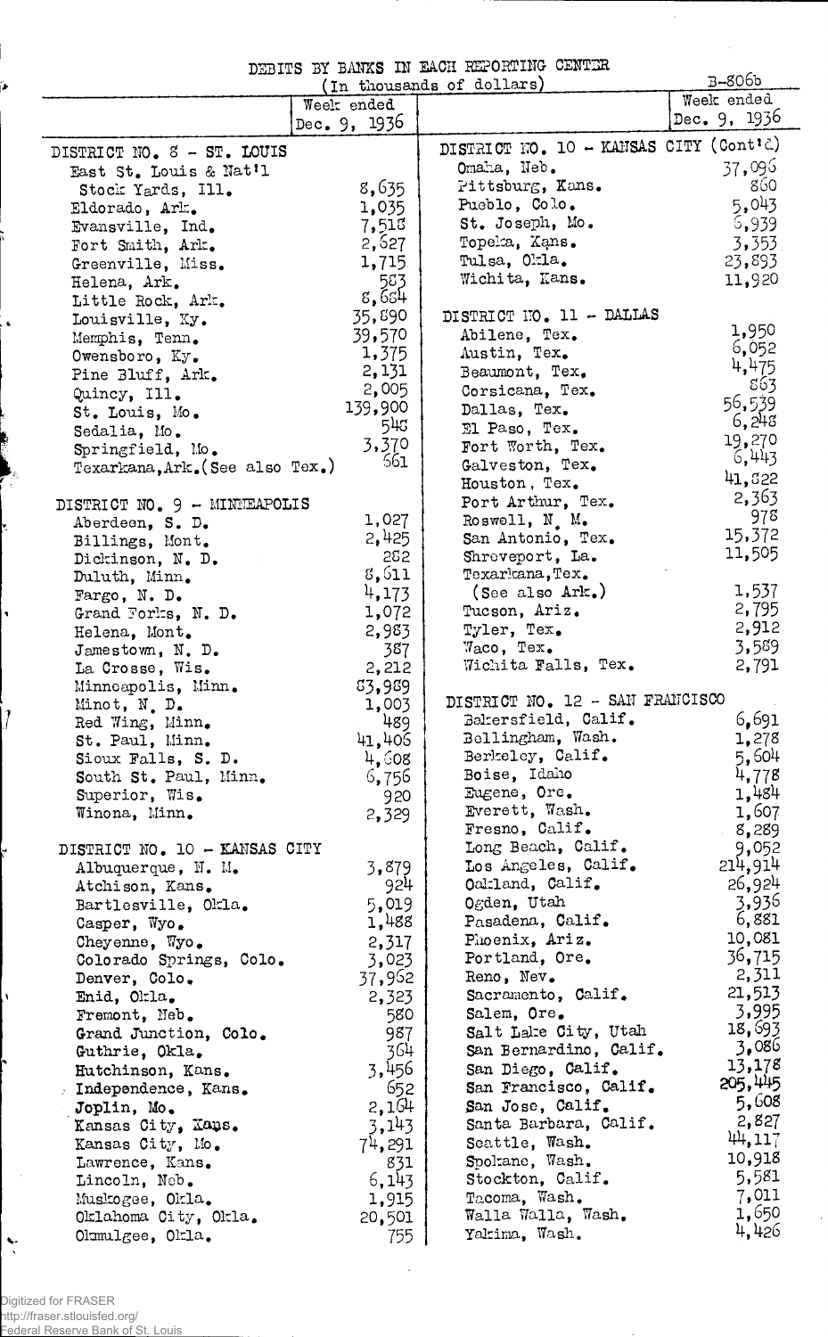B-806b

# DEBITS BY BANKS IN EACH REPORTING CENTER

(In thousands of dollars)

| | Week ended Dec. 9, 1936 |
|---|---|
| **DISTRICT NO. 8 - ST. LOUIS** | |
| East St. Louis & Nat'l Stock Yards, Ill. | 8,635 |
| Eldorado, Ark. | 1,035 |
| Evansville, Ind. | 7,518 |
| Fort Smith, Ark. | 2,627 |
| Greenville, Miss. | 1,715 |
| Helena, Ark. | 583 |
| Little Rock, Ark. | 8,684 |
| Louisville, Ky. | 35,890 |
| Memphis, Tenn. | 39,570 |
| Owensboro, Ky. | 1,375 |
| Pine Bluff, Ark. | 2,131 |
| Quincy, Ill. | 2,005 |
| St. Louis, Mo. | 139,900 |
| Sedalia, Mo. | 548 |
| Springfield, Mo. | 3,370 |
| Texarkana, Ark. (See also Tex.) | 561 |
| **DISTRICT NO. 9 - MINNEAPOLIS** | |
| Aberdeen, S. D. | 1,027 |
| Billings, Mont. | 2,425 |
| Dickinson, N. D. | 282 |
| Duluth, Minn. | 8,611 |
| Fargo, N. D. | 4,173 |
| Grand Forks, N. D. | 1,072 |
| Helena, Mont. | 2,983 |
| Jamestown, N. D. | 387 |
| La Crosse, Wis. | 2,212 |
| Minneapolis, Minn. | 83,989 |
| Minot, N. D. | 1,003 |
| Red Wing, Minn. | 489 |
| St. Paul, Minn. | 41,406 |
| Sioux Falls, S. D. | 4,608 |
| South St. Paul, Minn. | 6,756 |
| Superior, Wis. | 920 |
| Winona, Minn. | 2,329 |
| **DISTRICT NO. 10 - KANSAS CITY** | |
| Albuquerque, N. M. | 3,879 |
| Atchison, Kans. | 924 |
| Bartlesville, Okla. | 5,019 |
| Casper, Wyo. | 1,488 |
| Cheyenne, Wyo. | 2,317 |
| Colorado Springs, Colo. | 3,023 |
| Denver, Colo. | 37,962 |
| Enid, Okla. | 2,323 |
| Fremont, Neb. | 580 |
| Grand Junction, Colo. | 987 |
| Guthrie, Okla. | 364 |
| Hutchinson, Kans. | 3,456 |
| Independence, Kans. | 652 |
| Joplin, Mo. | 2,164 |
| Kansas City, Kans. | 3,143 |
| Kansas City, Mo. | 74,291 |
| Lawrence, Kans. | 831 |
| Lincoln, Neb. | 6,143 |
| Muskogee, Okla. | 1,915 |
| Oklahoma City, Okla. | 20,501 |
| Okmulgee, Okla. | 755 |
| **DISTRICT NO. 10 - KANSAS CITY (Cont'd)** | |
| Omaha, Neb. | 37,096 |
| Pittsburg, Kans. | 860 |
| Pueblo, Colo. | 5,043 |
| St. Joseph, Mo. | 6,939 |
| Topeka, Kans. | 3,353 |
| Tulsa, Okla. | 23,893 |
| Wichita, Kans. | 11,920 |
| **DISTRICT NO. 11 - DALLAS** | |
| Abilene, Tex. | 1,950 |
| Austin, Tex. | 6,052 |
| Beaumont, Tex. | 4,475 |
| Corsicana, Tex. | 863 |
| Dallas, Tex. | 56,539 |
| El Paso, Tex. | 6,248 |
| Fort Worth, Tex. | 19,270 |
| Galveston, Tex. | 6,443 |
| Houston, Tex. | 41,822 |
| Port Arthur, Tex. | 2,363 |
| Roswell, N. M. | 978 |
| San Antonio, Tex. | 15,372 |
| Shreveport, La. | 11,505 |
| Texarkana, Tex. (See also Ark.) | 1,537 |
| Tucson, Ariz. | 2,795 |
| Tyler, Tex. | 2,912 |
| Waco, Tex. | 3,589 |
| Wichita Falls, Tex. | 2,791 |
| **DISTRICT NO. 12 - SAN FRANCISCO** | |
| Bakersfield, Calif. | 6,691 |
| Bellingham, Wash. | 1,278 |
| Berkeley, Calif. | 5,604 |
| Boise, Idaho | 4,778 |
| Eugene, Ore. | 1,484 |
| Everett, Wash. | 1,607 |
| Fresno, Calif. | 8,289 |
| Long Beach, Calif. | 9,052 |
| Los Angeles, Calif. | 214,914 |
| Oakland, Calif. | 26,924 |
| Ogden, Utah | 3,936 |
| Pasadena, Calif. | 6,881 |
| Phoenix, Ariz. | 10,081 |
| Portland, Ore. | 36,715 |
| Reno, Nev. | 2,311 |
| Sacramento, Calif. | 21,513 |
| Salem, Ore. | 3,995 |
| Salt Lake City, Utah | 18,693 |
| San Bernardino, Calif. | 3,086 |
| San Diego, Calif. | 13,178 |
| San Francisco, Calif. | 205,445 |
| San Jose, Calif. | 5,608 |
| Santa Barbara, Calif. | 2,827 |
| Seattle, Wash. | 44,117 |
| Spokane, Wash. | 10,918 |
| Stockton, Calif. | 5,581 |
| Tacoma, Wash. | 7,011 |
| Walla Walla, Wash. | 1,650 |
| Yakima, Wash. | 4,426 |